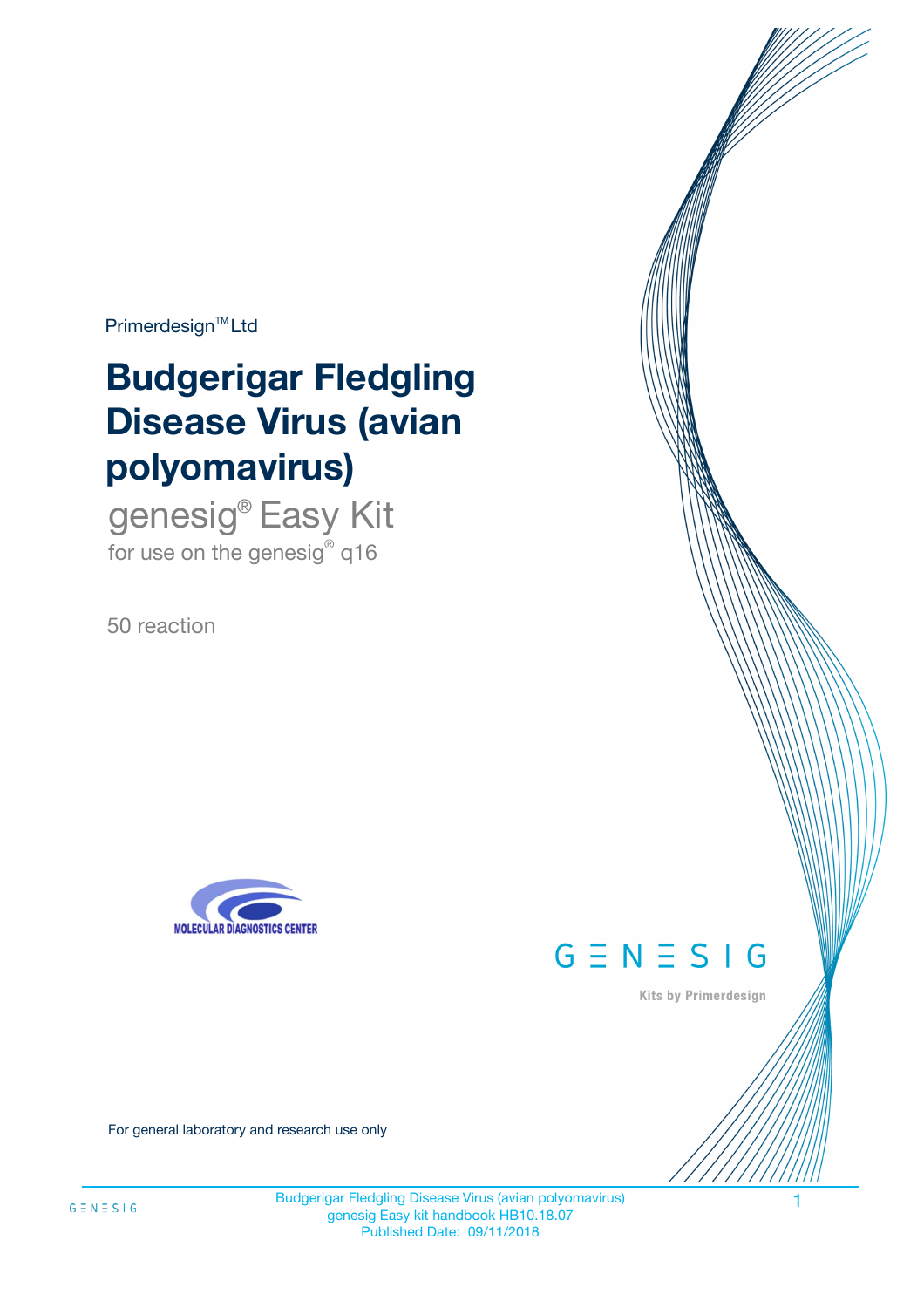Primerdesign™ Ltd

# Budgerigar Fledgling Disease Virus (avian polyomavirus)

## genesig® Easy Kit

for use on the genesig® q16

50 reaction

MOLECULAR DIAGNOSTICS CENTER

GENESIG

Kits by Primerdesign

For general laboratory and research use only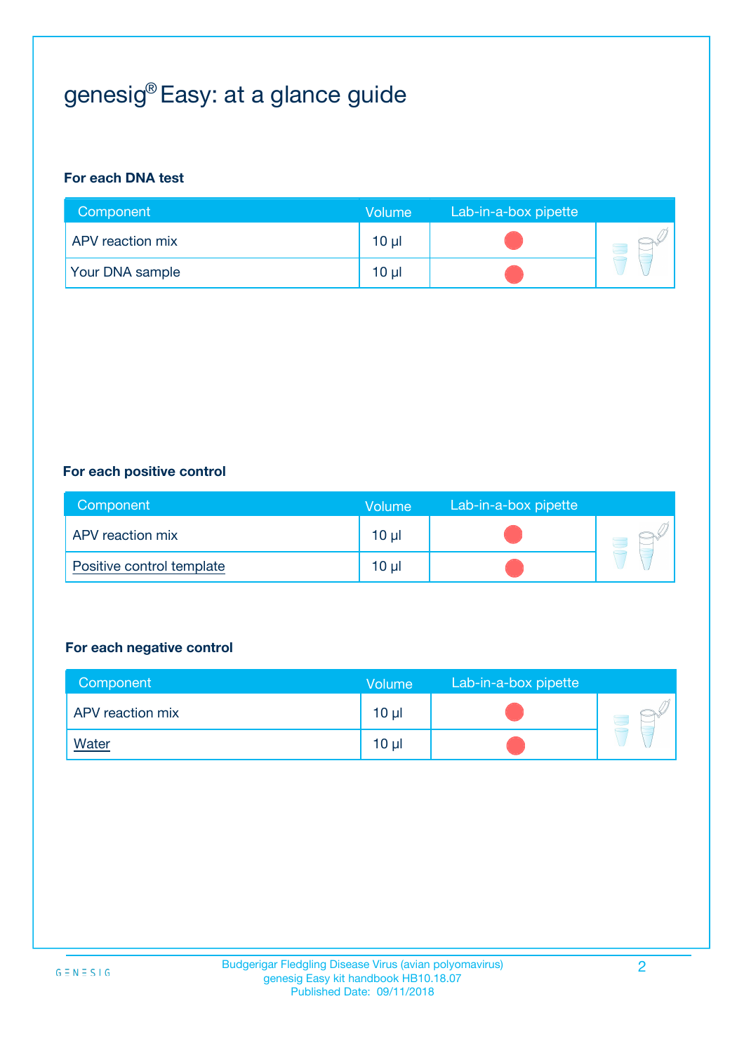# genesig® Easy: at a glance guide

**For each DNA test**

| Component | Volume | Lab-in-a-box pipette |
|---|---|---|
| APV reaction mix | 10 µl | |
| Your DNA sample | 10 µl | |

**For each positive control**

| Component | Volume | Lab-in-a-box pipette |
|---|---|---|
| APV reaction mix | 10 µl | |
| Positive control template | 10 µl | |

**For each negative control**

| Component | Volume | Lab-in-a-box pipette |
|---|---|---|
| APV reaction mix | 10 µl | |
| Water | 10 µl | |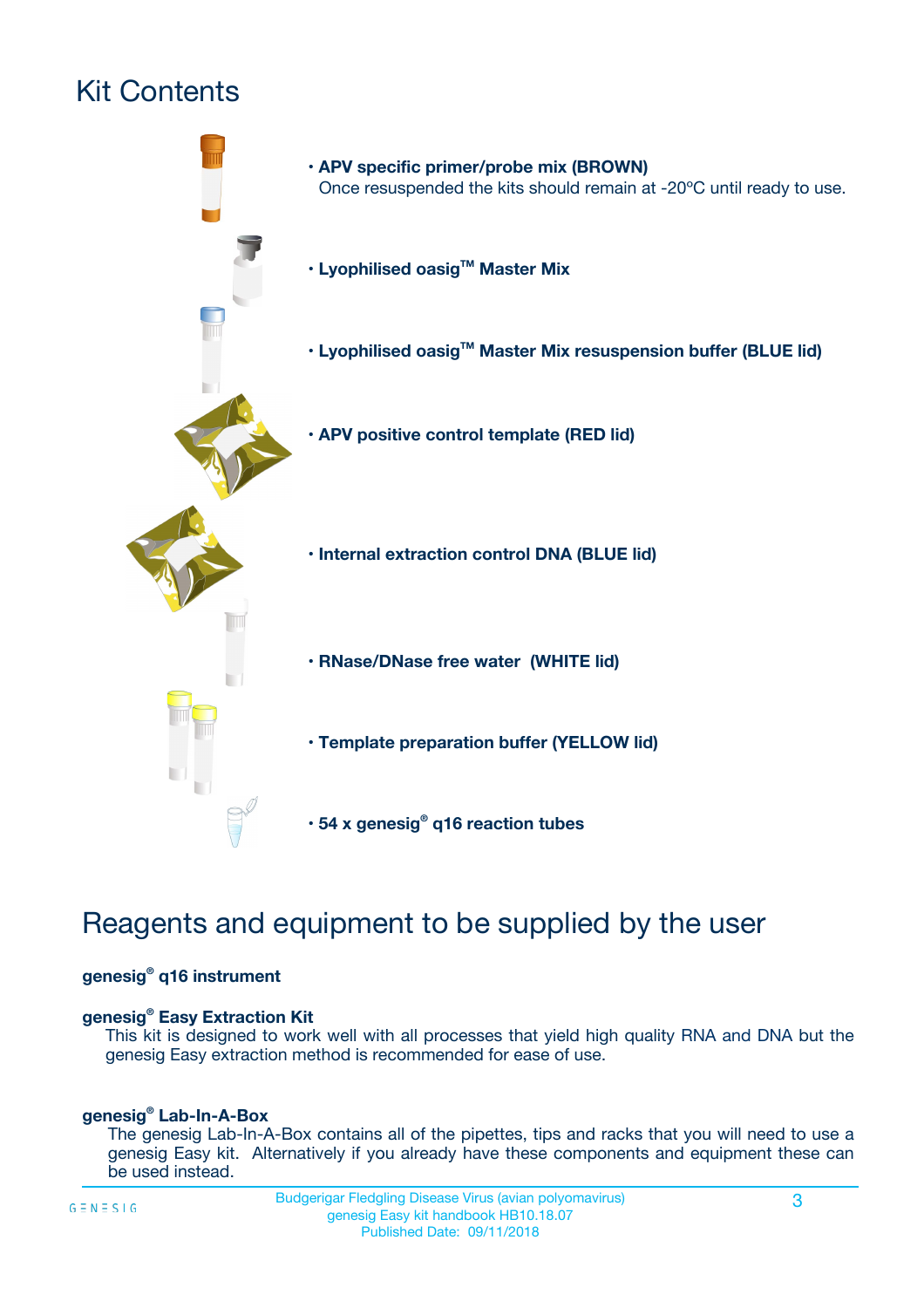# Kit Contents

- **APV specific primer/probe mix (BROWN)**
  Once resuspended the kits should remain at -20ºC until ready to use.
- **Lyophilised oasig™ Master Mix**
- **Lyophilised oasig™ Master Mix resuspension buffer (BLUE lid)**
- **APV positive control template (RED lid)**
- **Internal extraction control DNA (BLUE lid)**
- **RNase/DNase free water (WHITE lid)**
- **Template preparation buffer (YELLOW lid)**
- **54 x genesig® q16 reaction tubes**

# Reagents and equipment to be supplied by the user

**genesig® q16 instrument**

**genesig® Easy Extraction Kit**

This kit is designed to work well with all processes that yield high quality RNA and DNA but the genesig Easy extraction method is recommended for ease of use.

**genesig® Lab-In-A-Box**

The genesig Lab-In-A-Box contains all of the pipettes, tips and racks that you will need to use a genesig Easy kit. Alternatively if you already have these components and equipment these can be used instead.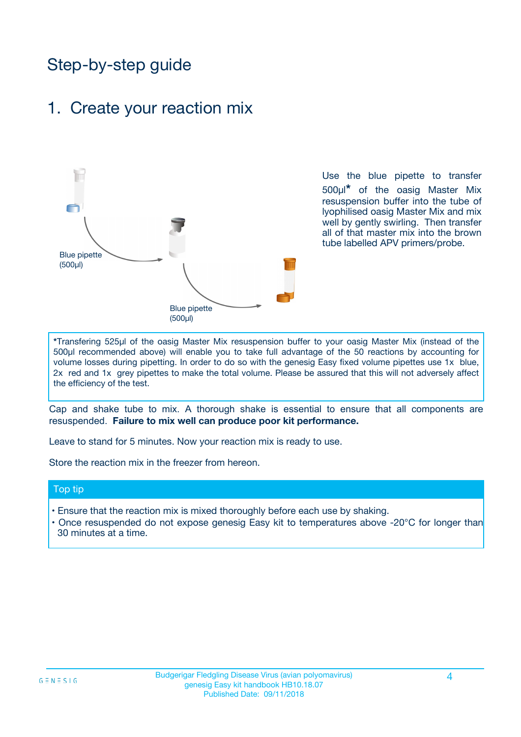# Step-by-step guide

## 1. Create your reaction mix

Blue pipette (500µl)

Blue pipette (500µl)

Use the blue pipette to transfer 500µl* of the oasig Master Mix resuspension buffer into the tube of lyophilised oasig Master Mix and mix well by gently swirling. Then transfer all of that master mix into the brown tube labelled APV primers/probe.

*Transfering 525µl of the oasig Master Mix resuspension buffer to your oasig Master Mix (instead of the 500µl recommended above) will enable you to take full advantage of the 50 reactions by accounting for volume losses during pipetting. In order to do so with the genesig Easy fixed volume pipettes use 1x blue, 2x red and 1x grey pipettes to make the total volume. Please be assured that this will not adversely affect the efficiency of the test.

Cap and shake tube to mix. A thorough shake is essential to ensure that all components are resuspended. **Failure to mix well can produce poor kit performance.**

Leave to stand for 5 minutes. Now your reaction mix is ready to use.

Store the reaction mix in the freezer from hereon.

### Top tip

- Ensure that the reaction mix is mixed thoroughly before each use by shaking.
- Once resuspended do not expose genesig Easy kit to temperatures above -20°C for longer than 30 minutes at a time.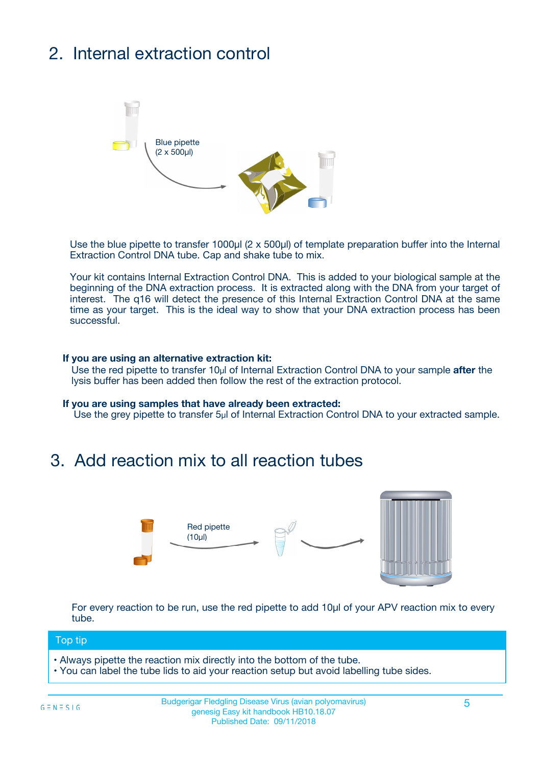## 2. Internal extraction control

Blue pipette
(2 x 500µl)

Use the blue pipette to transfer 1000µl (2 x 500µl) of template preparation buffer into the Internal Extraction Control DNA tube. Cap and shake tube to mix.

Your kit contains Internal Extraction Control DNA. This is added to your biological sample at the beginning of the DNA extraction process. It is extracted along with the DNA from your target of interest. The q16 will detect the presence of this Internal Extraction Control DNA at the same time as your target. This is the ideal way to show that your DNA extraction process has been successful.

**If you are using an alternative extraction kit:**
Use the red pipette to transfer 10µl of Internal Extraction Control DNA to your sample **after** the lysis buffer has been added then follow the rest of the extraction protocol.

**If you are using samples that have already been extracted:**
Use the grey pipette to transfer 5µl of Internal Extraction Control DNA to your extracted sample.

## 3. Add reaction mix to all reaction tubes

Red pipette
(10µl)

For every reaction to be run, use the red pipette to add 10µl of your APV reaction mix to every tube.

**Top tip**

- Always pipette the reaction mix directly into the bottom of the tube.
- You can label the tube lids to aid your reaction setup but avoid labelling tube sides.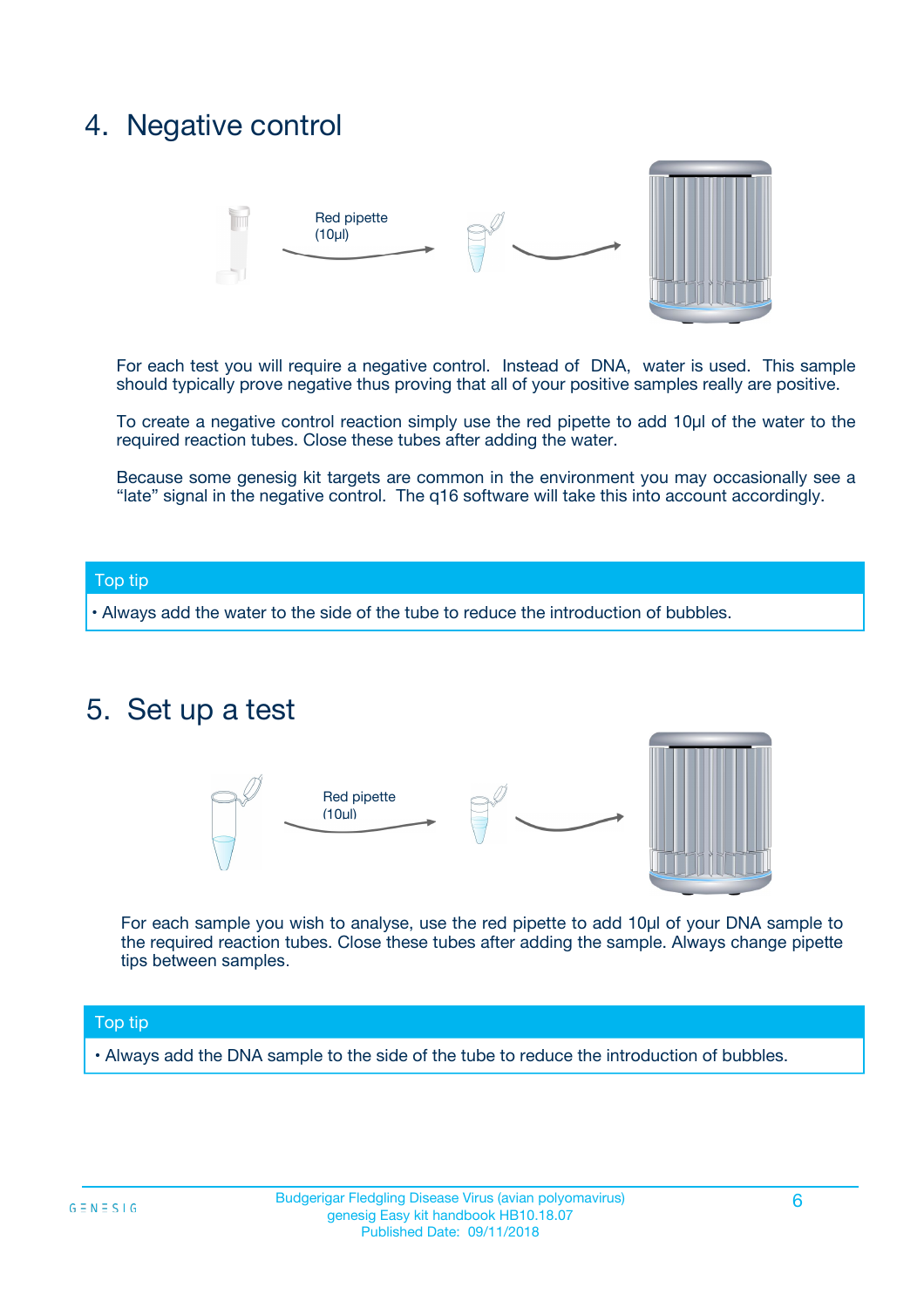## 4. Negative control

Red pipette (10µl)

For each test you will require a negative control. Instead of DNA, water is used. This sample should typically prove negative thus proving that all of your positive samples really are positive.

To create a negative control reaction simply use the red pipette to add 10µl of the water to the required reaction tubes. Close these tubes after adding the water.

Because some genesig kit targets are common in the environment you may occasionally see a "late" signal in the negative control. The q16 software will take this into account accordingly.

**Top tip**

- Always add the water to the side of the tube to reduce the introduction of bubbles.

## 5. Set up a test

Red pipette (10µl)

For each sample you wish to analyse, use the red pipette to add 10µl of your DNA sample to the required reaction tubes. Close these tubes after adding the sample. Always change pipette tips between samples.

**Top tip**

- Always add the DNA sample to the side of the tube to reduce the introduction of bubbles.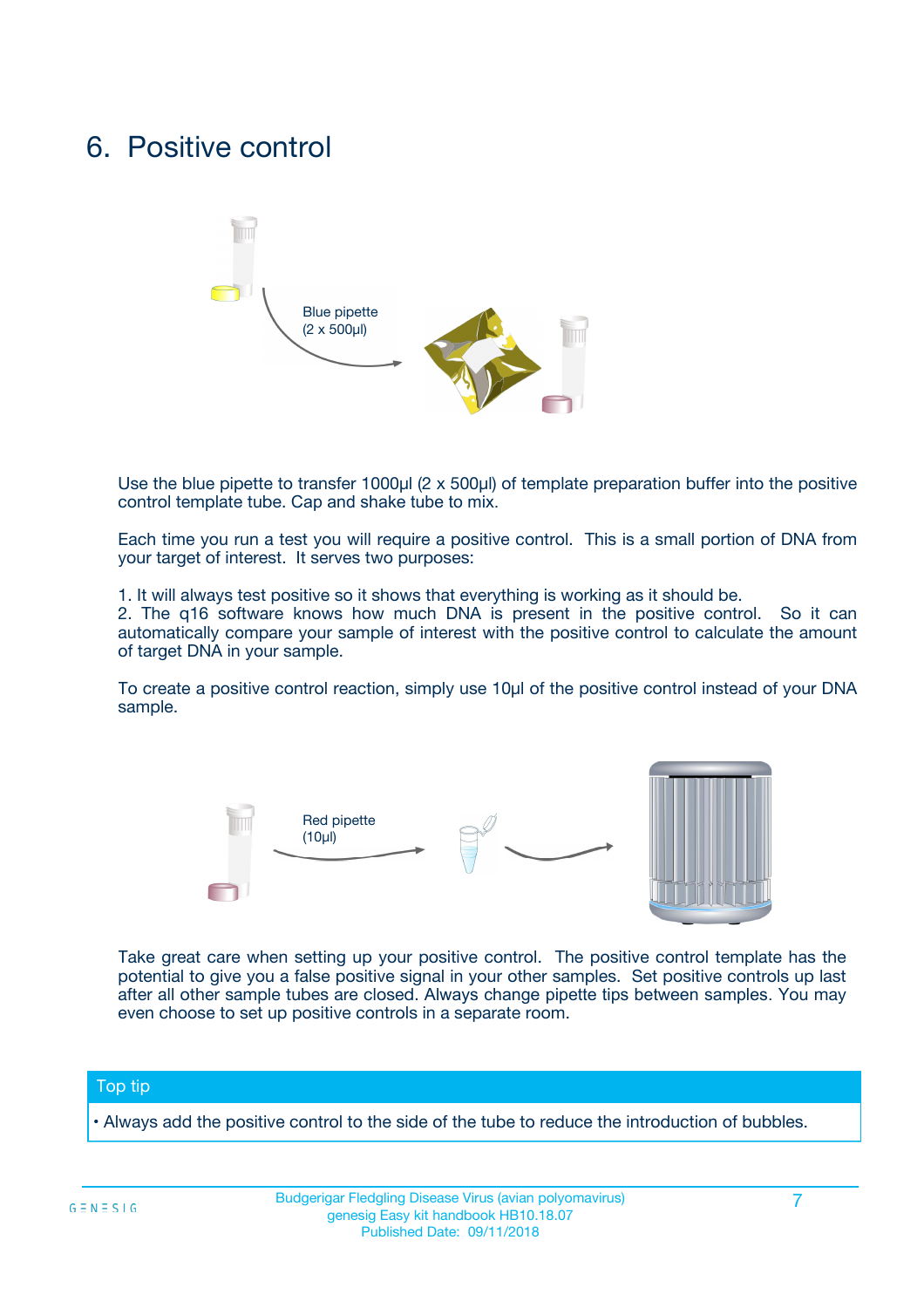# 6. Positive control

Blue pipette
(2 x 500µl)

Use the blue pipette to transfer 1000µl (2 x 500µl) of template preparation buffer into the positive control template tube. Cap and shake tube to mix.

Each time you run a test you will require a positive control. This is a small portion of DNA from your target of interest. It serves two purposes:

1. It will always test positive so it shows that everything is working as it should be.
2. The q16 software knows how much DNA is present in the positive control. So it can automatically compare your sample of interest with the positive control to calculate the amount of target DNA in your sample.

To create a positive control reaction, simply use 10µl of the positive control instead of your DNA sample.

Red pipette
(10µl)

Take great care when setting up your positive control. The positive control template has the potential to give you a false positive signal in your other samples. Set positive controls up last after all other sample tubes are closed. Always change pipette tips between samples. You may even choose to set up positive controls in a separate room.

**Top tip**

- Always add the positive control to the side of the tube to reduce the introduction of bubbles.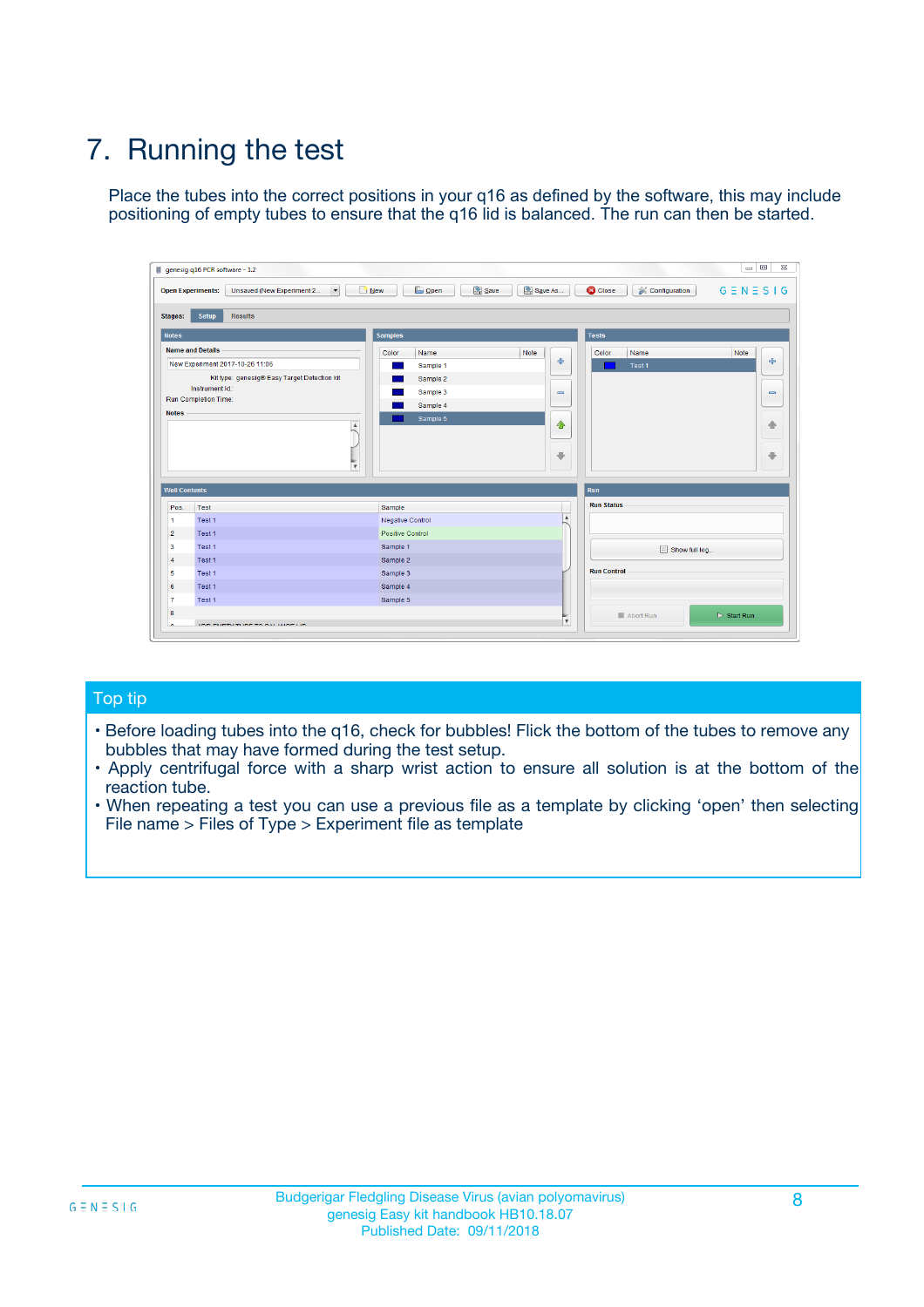# 7. Running the test

Place the tubes into the correct positions in your q16 as defined by the software, this may include positioning of empty tubes to ensure that the q16 lid is balanced. The run can then be started.

## Top tip

- Before loading tubes into the q16, check for bubbles! Flick the bottom of the tubes to remove any bubbles that may have formed during the test setup.
- Apply centrifugal force with a sharp wrist action to ensure all solution is at the bottom of the reaction tube.
- When repeating a test you can use a previous file as a template by clicking 'open' then selecting File name > Files of Type > Experiment file as template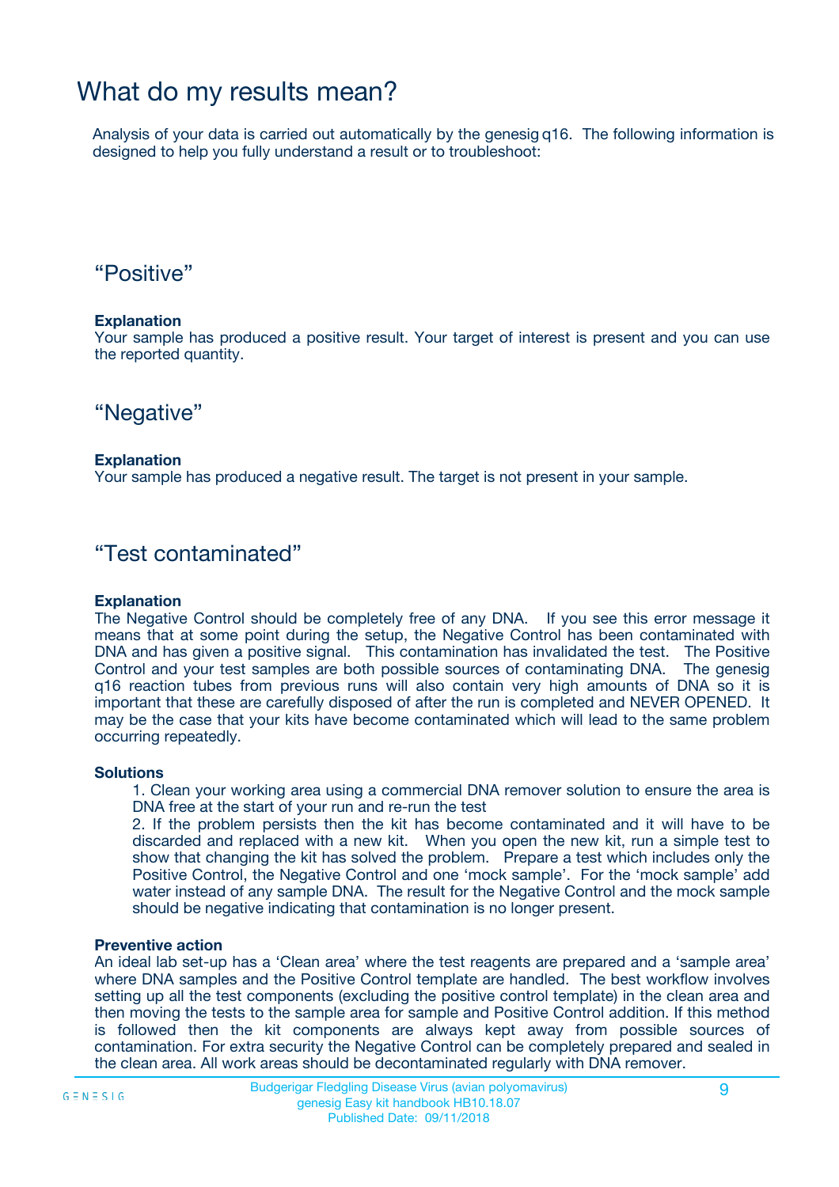# What do my results mean?

Analysis of your data is carried out automatically by the genesig q16. The following information is designed to help you fully understand a result or to troubleshoot:

## “Positive”

**Explanation**
Your sample has produced a positive result. Your target of interest is present and you can use the reported quantity.

## “Negative”

**Explanation**
Your sample has produced a negative result. The target is not present in your sample.

## “Test contaminated”

**Explanation**
The Negative Control should be completely free of any DNA. If you see this error message it means that at some point during the setup, the Negative Control has been contaminated with DNA and has given a positive signal. This contamination has invalidated the test. The Positive Control and your test samples are both possible sources of contaminating DNA. The genesig q16 reaction tubes from previous runs will also contain very high amounts of DNA so it is important that these are carefully disposed of after the run is completed and NEVER OPENED. It may be the case that your kits have become contaminated which will lead to the same problem occurring repeatedly.

**Solutions**

1. Clean your working area using a commercial DNA remover solution to ensure the area is DNA free at the start of your run and re-run the test
2. If the problem persists then the kit has become contaminated and it will have to be discarded and replaced with a new kit. When you open the new kit, run a simple test to show that changing the kit has solved the problem. Prepare a test which includes only the Positive Control, the Negative Control and one ‘mock sample’. For the ‘mock sample’ add water instead of any sample DNA. The result for the Negative Control and the mock sample should be negative indicating that contamination is no longer present.

**Preventive action**
An ideal lab set-up has a ‘Clean area’ where the test reagents are prepared and a ‘sample area’ where DNA samples and the Positive Control template are handled. The best workflow involves setting up all the test components (excluding the positive control template) in the clean area and then moving the tests to the sample area for sample and Positive Control addition. If this method is followed then the kit components are always kept away from possible sources of contamination. For extra security the Negative Control can be completely prepared and sealed in the clean area. All work areas should be decontaminated regularly with DNA remover.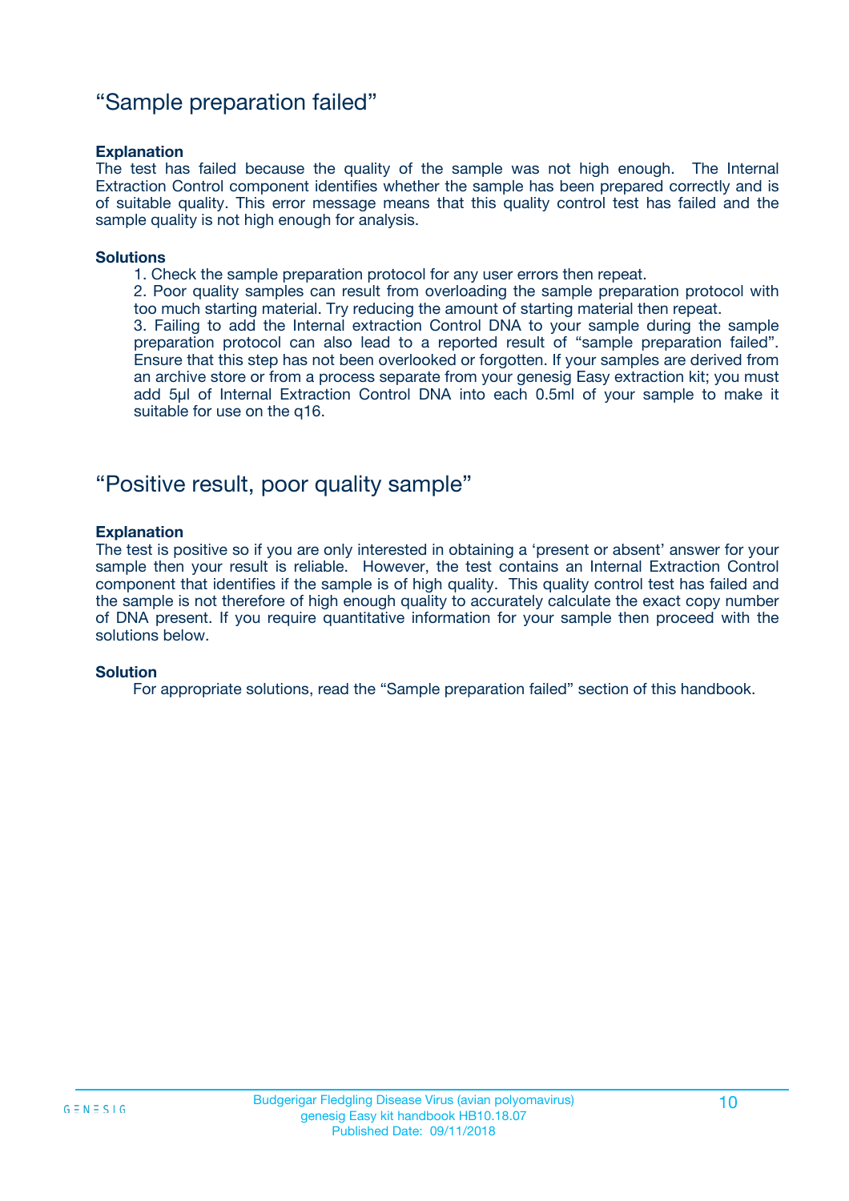## “Sample preparation failed”

**Explanation**

The test has failed because the quality of the sample was not high enough. The Internal Extraction Control component identifies whether the sample has been prepared correctly and is of suitable quality. This error message means that this quality control test has failed and the sample quality is not high enough for analysis.

**Solutions**

1. Check the sample preparation protocol for any user errors then repeat.
2. Poor quality samples can result from overloading the sample preparation protocol with too much starting material. Try reducing the amount of starting material then repeat.
3. Failing to add the Internal extraction Control DNA to your sample during the sample preparation protocol can also lead to a reported result of “sample preparation failed”. Ensure that this step has not been overlooked or forgotten. If your samples are derived from an archive store or from a process separate from your genesig Easy extraction kit; you must add 5µl of Internal Extraction Control DNA into each 0.5ml of your sample to make it suitable for use on the q16.

## “Positive result, poor quality sample”

**Explanation**

The test is positive so if you are only interested in obtaining a ‘present or absent’ answer for your sample then your result is reliable. However, the test contains an Internal Extraction Control component that identifies if the sample is of high quality. This quality control test has failed and the sample is not therefore of high enough quality to accurately calculate the exact copy number of DNA present. If you require quantitative information for your sample then proceed with the solutions below.

**Solution**

For appropriate solutions, read the “Sample preparation failed” section of this handbook.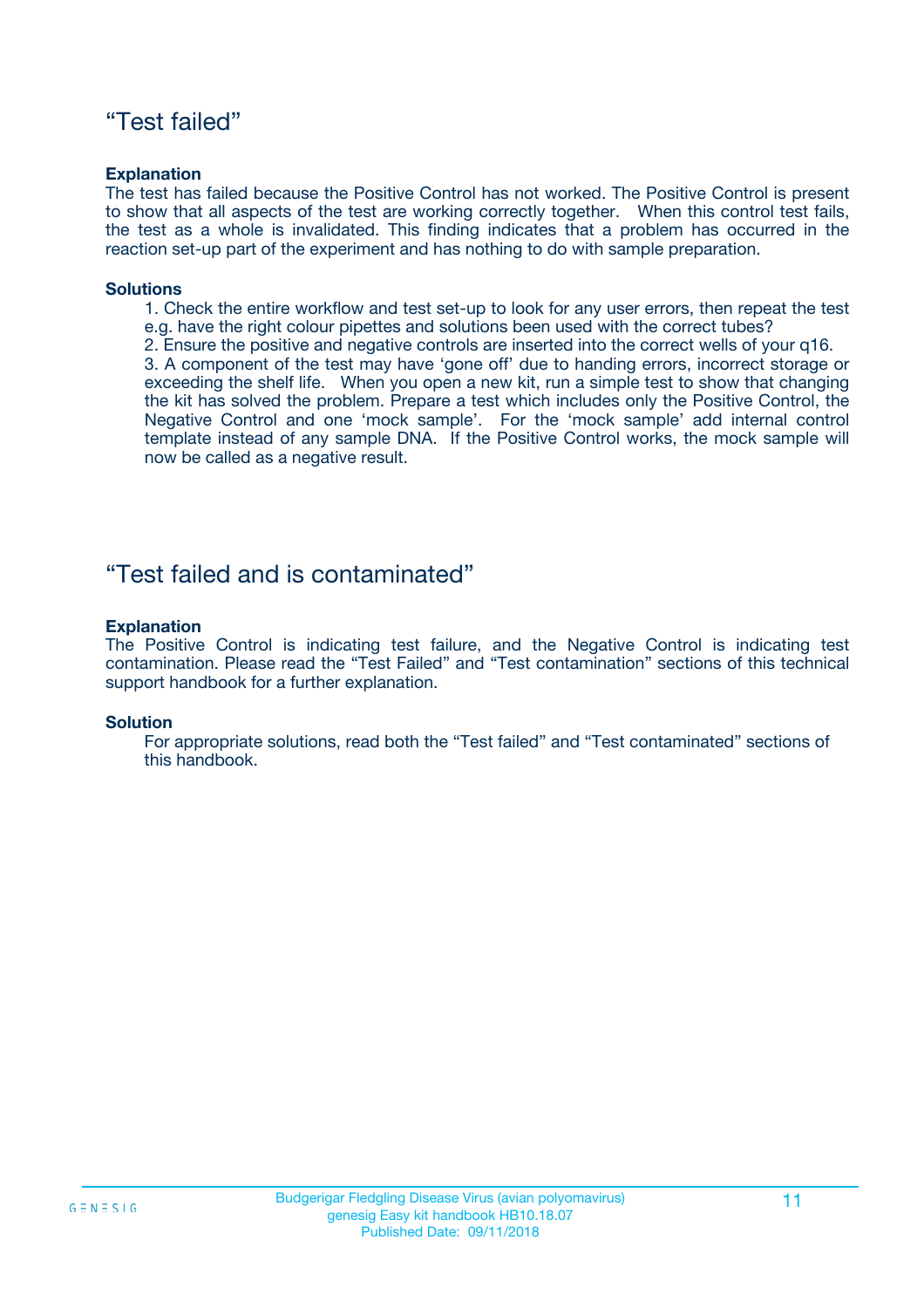## "Test failed"

**Explanation**

The test has failed because the Positive Control has not worked. The Positive Control is present to show that all aspects of the test are working correctly together. When this control test fails, the test as a whole is invalidated. This finding indicates that a problem has occurred in the reaction set-up part of the experiment and has nothing to do with sample preparation.

**Solutions**

1. Check the entire workflow and test set-up to look for any user errors, then repeat the test e.g. have the right colour pipettes and solutions been used with the correct tubes?
2. Ensure the positive and negative controls are inserted into the correct wells of your q16.
3. A component of the test may have 'gone off' due to handing errors, incorrect storage or exceeding the shelf life. When you open a new kit, run a simple test to show that changing the kit has solved the problem. Prepare a test which includes only the Positive Control, the Negative Control and one 'mock sample'. For the 'mock sample' add internal control template instead of any sample DNA. If the Positive Control works, the mock sample will now be called as a negative result.

## "Test failed and is contaminated"

**Explanation**

The Positive Control is indicating test failure, and the Negative Control is indicating test contamination. Please read the "Test Failed" and "Test contamination" sections of this technical support handbook for a further explanation.

**Solution**

For appropriate solutions, read both the "Test failed" and "Test contaminated" sections of this handbook.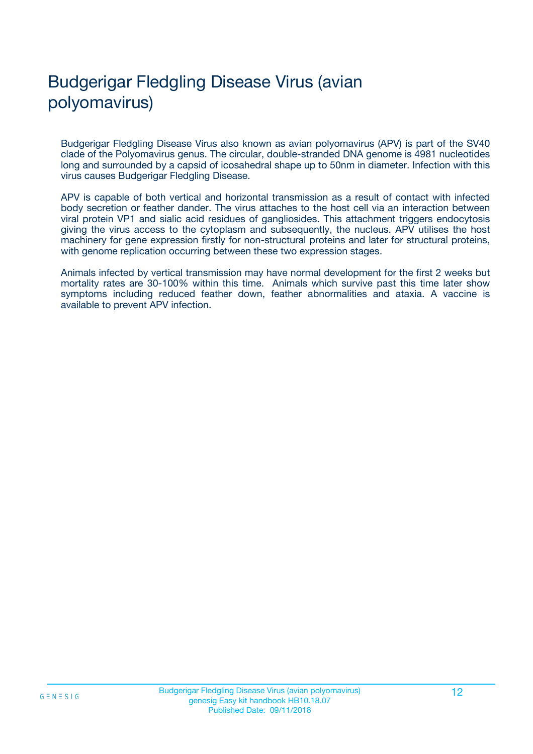# Budgerigar Fledgling Disease Virus (avian polyomavirus)

Budgerigar Fledgling Disease Virus also known as avian polyomavirus (APV) is part of the SV40 clade of the Polyomavirus genus. The circular, double-stranded DNA genome is 4981 nucleotides long and surrounded by a capsid of icosahedral shape up to 50nm in diameter. Infection with this virus causes Budgerigar Fledgling Disease.

APV is capable of both vertical and horizontal transmission as a result of contact with infected body secretion or feather dander. The virus attaches to the host cell via an interaction between viral protein VP1 and sialic acid residues of gangliosides. This attachment triggers endocytosis giving the virus access to the cytoplasm and subsequently, the nucleus. APV utilises the host machinery for gene expression firstly for non-structural proteins and later for structural proteins, with genome replication occurring between these two expression stages.

Animals infected by vertical transmission may have normal development for the first 2 weeks but mortality rates are 30-100% within this time. Animals which survive past this time later show symptoms including reduced feather down, feather abnormalities and ataxia. A vaccine is available to prevent APV infection.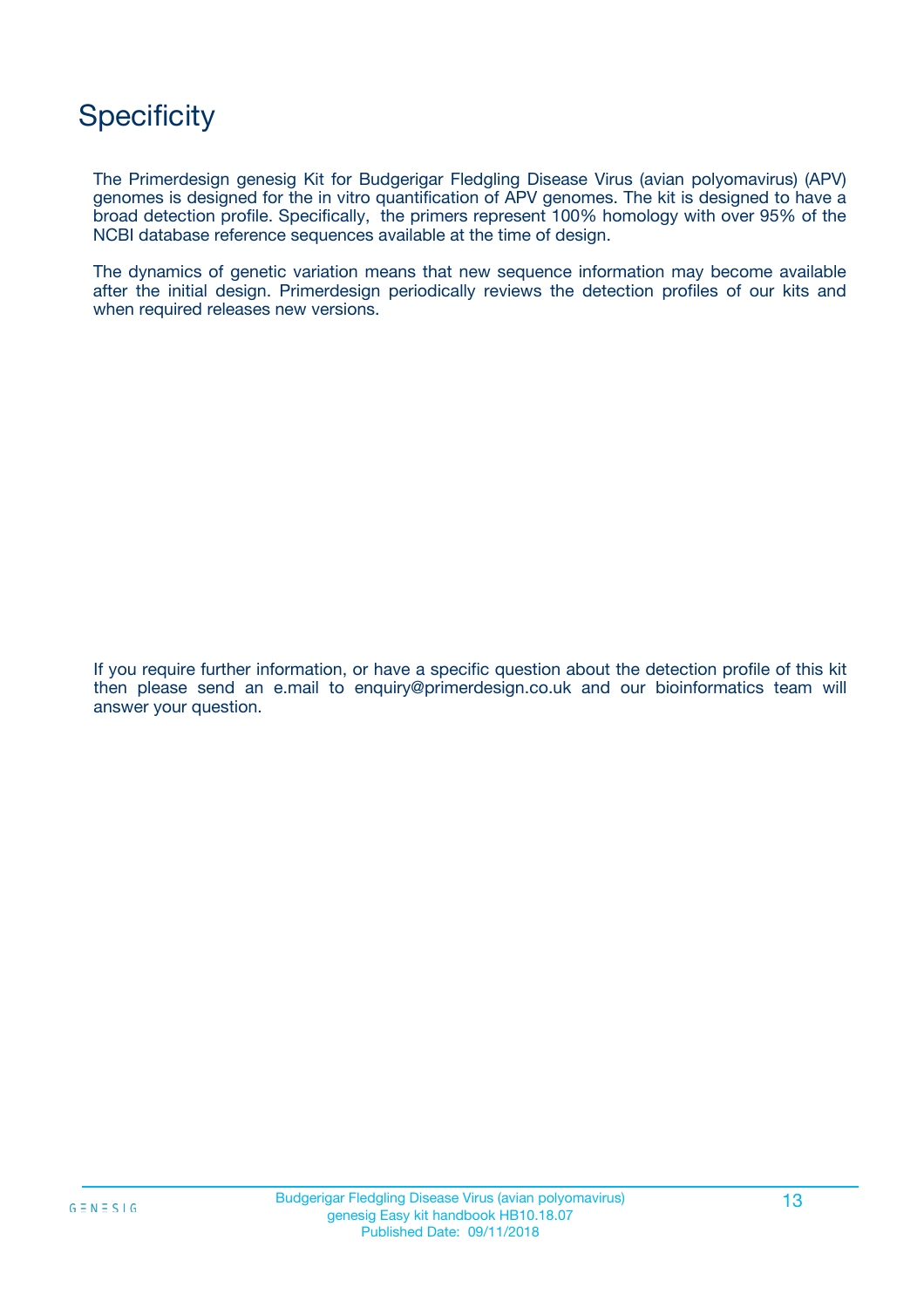# Specificity

The Primerdesign genesig Kit for Budgerigar Fledgling Disease Virus (avian polyomavirus) (APV) genomes is designed for the in vitro quantification of APV genomes. The kit is designed to have a broad detection profile. Specifically, the primers represent 100% homology with over 95% of the NCBI database reference sequences available at the time of design.

The dynamics of genetic variation means that new sequence information may become available after the initial design. Primerdesign periodically reviews the detection profiles of our kits and when required releases new versions.

If you require further information, or have a specific question about the detection profile of this kit then please send an e.mail to enquiry@primerdesign.co.uk and our bioinformatics team will answer your question.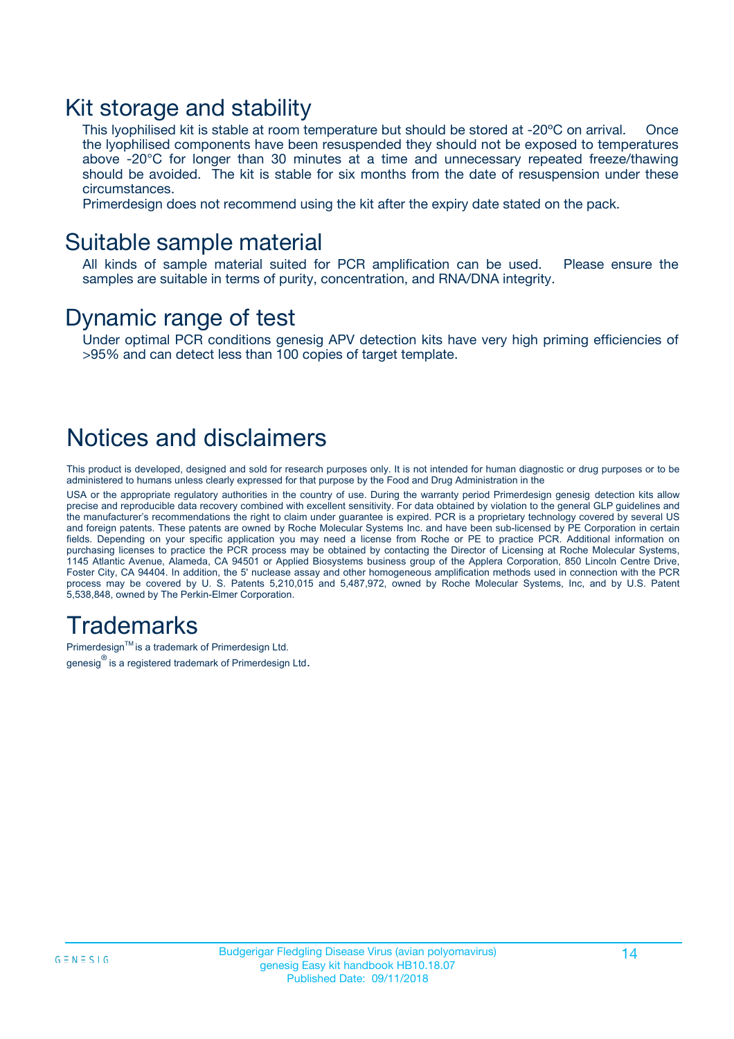## Kit storage and stability

This lyophilised kit is stable at room temperature but should be stored at -20ºC on arrival. Once the lyophilised components have been resuspended they should not be exposed to temperatures above -20°C for longer than 30 minutes at a time and unnecessary repeated freeze/thawing should be avoided. The kit is stable for six months from the date of resuspension under these circumstances.

Primerdesign does not recommend using the kit after the expiry date stated on the pack.

## Suitable sample material

All kinds of sample material suited for PCR amplification can be used. Please ensure the samples are suitable in terms of purity, concentration, and RNA/DNA integrity.

## Dynamic range of test

Under optimal PCR conditions genesig APV detection kits have very high priming efficiencies of >95% and can detect less than 100 copies of target template.

# Notices and disclaimers

This product is developed, designed and sold for research purposes only. It is not intended for human diagnostic or drug purposes or to be administered to humans unless clearly expressed for that purpose by the Food and Drug Administration in the

USA or the appropriate regulatory authorities in the country of use. During the warranty period Primerdesign genesig detection kits allow precise and reproducible data recovery combined with excellent sensitivity. For data obtained by violation to the general GLP guidelines and the manufacturer's recommendations the right to claim under guarantee is expired. PCR is a proprietary technology covered by several US and foreign patents. These patents are owned by Roche Molecular Systems Inc. and have been sub-licensed by PE Corporation in certain fields. Depending on your specific application you may need a license from Roche or PE to practice PCR. Additional information on purchasing licenses to practice the PCR process may be obtained by contacting the Director of Licensing at Roche Molecular Systems, 1145 Atlantic Avenue, Alameda, CA 94501 or Applied Biosystems business group of the Applera Corporation, 850 Lincoln Centre Drive, Foster City, CA 94404. In addition, the 5' nuclease assay and other homogeneous amplification methods used in connection with the PCR process may be covered by U. S. Patents 5,210,015 and 5,487,972, owned by Roche Molecular Systems, Inc, and by U.S. Patent 5,538,848, owned by The Perkin-Elmer Corporation.

# Trademarks

Primerdesign™ is a trademark of Primerdesign Ltd.

genesig® is a registered trademark of Primerdesign Ltd.